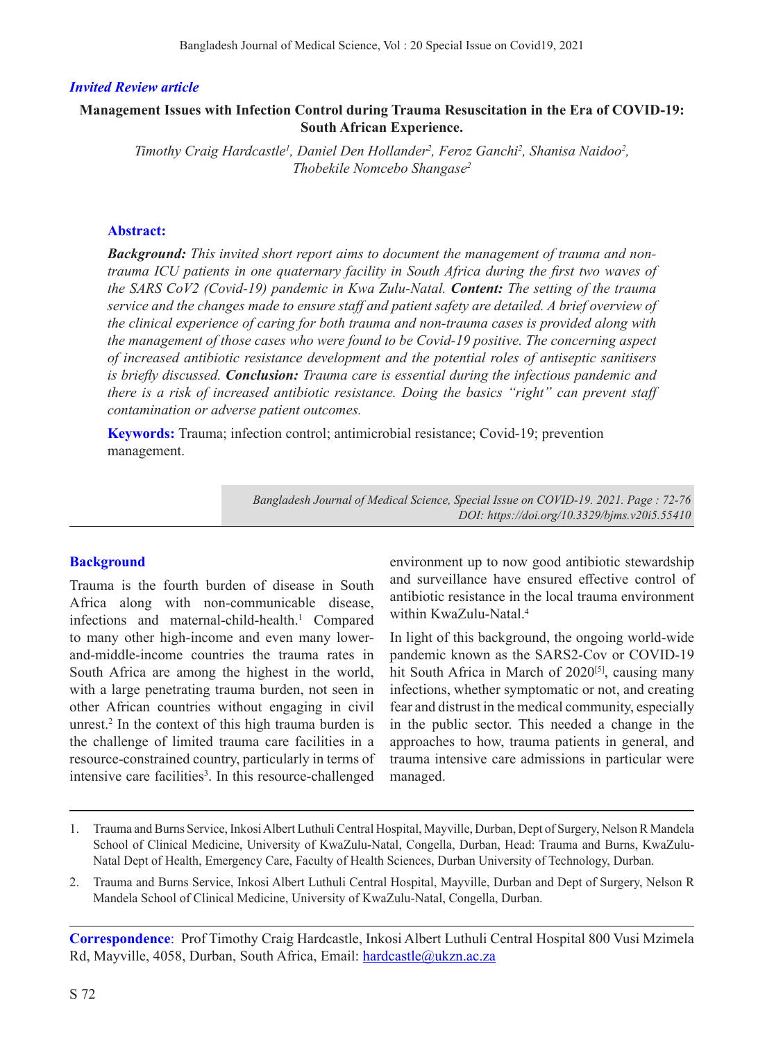*Invited Review article*

# Management Issues with Infection Control during Trauma Resuscitation in the Era of COVID-19: South African Experience.

*Timothy Craig Hardcastle[1], Daniel Den Hollander[2], Feroz Ganchi[2], Shanisa Naidoo[2], Thobekile Nomcebo Shangase[2]*

## Abstract:

***Background:*** *This invited short report aims to document the management of trauma and non-trauma ICU patients in one quaternary facility in South Africa during the first two waves of the SARS CoV2 (Covid-19) pandemic in Kwa Zulu-Natal.* ***Content:*** *The setting of the trauma service and the changes made to ensure staff and patient safety are detailed. A brief overview of the clinical experience of caring for both trauma and non-trauma cases is provided along with the management of those cases who were found to be Covid-19 positive. The concerning aspect of increased antibiotic resistance development and the potential roles of antiseptic sanitisers is briefly discussed.* ***Conclusion:*** *Trauma care is essential during the infectious pandemic and there is a risk of increased antibiotic resistance. Doing the basics "right" can prevent staff contamination or adverse patient outcomes.*

**Keywords:** Trauma; infection control; antimicrobial resistance; Covid-19; prevention management.

*Bangladesh Journal of Medical Science, Special Issue on COVID-19. 2021. Page : 72-76*
*DOI: https://doi.org/10.3329/bjms.v20i5.55410*

## Background

Trauma is the fourth burden of disease in South Africa along with non-communicable disease, infections and maternal-child-health.[1] Compared to many other high-income and even many lower-and-middle-income countries the trauma rates in South Africa are among the highest in the world, with a large penetrating trauma burden, not seen in other African countries without engaging in civil unrest.[2] In the context of this high trauma burden is the challenge of limited trauma care facilities in a resource-constrained country, particularly in terms of intensive care facilities[3]. In this resource-challenged environment up to now good antibiotic stewardship and surveillance have ensured effective control of antibiotic resistance in the local trauma environment within KwaZulu-Natal.[4]

In light of this background, the ongoing world-wide pandemic known as the SARS2-Cov or COVID-19 hit South Africa in March of 2020[5], causing many infections, whether symptomatic or not, and creating fear and distrust in the medical community, especially in the public sector. This needed a change in the approaches to how, trauma patients in general, and trauma intensive care admissions in particular were managed.

1. Trauma and Burns Service, Inkosi Albert Luthuli Central Hospital, Mayville, Durban, Dept of Surgery, Nelson R Mandela School of Clinical Medicine, University of KwaZulu-Natal, Congella, Durban, Head: Trauma and Burns, KwaZulu-Natal Dept of Health, Emergency Care, Faculty of Health Sciences, Durban University of Technology, Durban.
2. Trauma and Burns Service, Inkosi Albert Luthuli Central Hospital, Mayville, Durban and Dept of Surgery, Nelson R Mandela School of Clinical Medicine, University of KwaZulu-Natal, Congella, Durban.

**Correspondence**: Prof Timothy Craig Hardcastle, Inkosi Albert Luthuli Central Hospital 800 Vusi Mzimela Rd, Mayville, 4058, Durban, South Africa, Email: hardcastle@ukzn.ac.za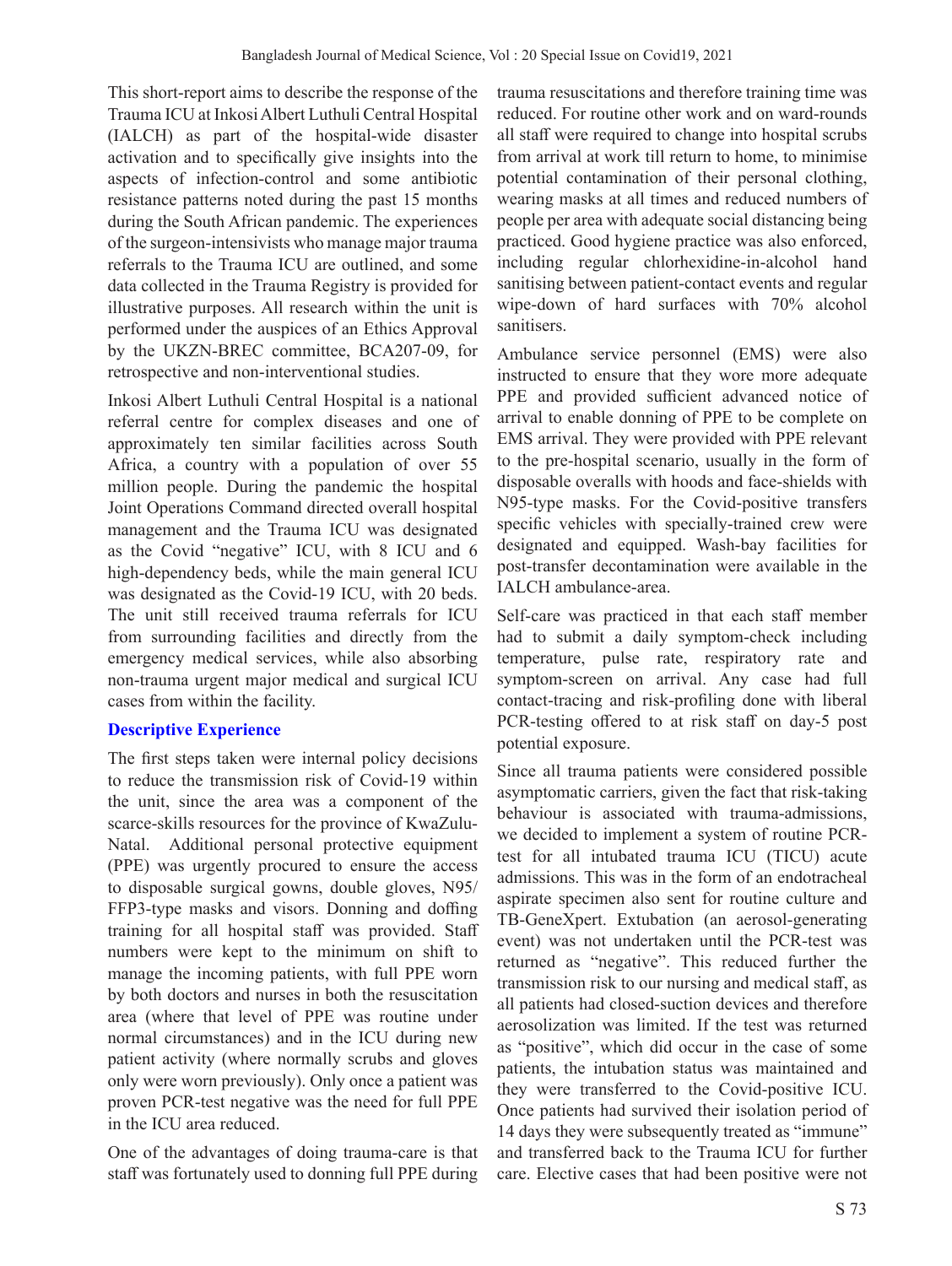This short-report aims to describe the response of the Trauma ICU at Inkosi Albert Luthuli Central Hospital (IALCH) as part of the hospital-wide disaster activation and to specifically give insights into the aspects of infection-control and some antibiotic resistance patterns noted during the past 15 months during the South African pandemic. The experiences of the surgeon-intensivists who manage major trauma referrals to the Trauma ICU are outlined, and some data collected in the Trauma Registry is provided for illustrative purposes. All research within the unit is performed under the auspices of an Ethics Approval by the UKZN-BREC committee, BCA207-09, for retrospective and non-interventional studies.

Inkosi Albert Luthuli Central Hospital is a national referral centre for complex diseases and one of approximately ten similar facilities across South Africa, a country with a population of over 55 million people. During the pandemic the hospital Joint Operations Command directed overall hospital management and the Trauma ICU was designated as the Covid "negative" ICU, with 8 ICU and 6 high-dependency beds, while the main general ICU was designated as the Covid-19 ICU, with 20 beds. The unit still received trauma referrals for ICU from surrounding facilities and directly from the emergency medical services, while also absorbing non-trauma urgent major medical and surgical ICU cases from within the facility.

## Descriptive Experience

The first steps taken were internal policy decisions to reduce the transmission risk of Covid-19 within the unit, since the area was a component of the scarce-skills resources for the province of KwaZulu-Natal. Additional personal protective equipment (PPE) was urgently procured to ensure the access to disposable surgical gowns, double gloves, N95/FFP3-type masks and visors. Donning and doffing training for all hospital staff was provided. Staff numbers were kept to the minimum on shift to manage the incoming patients, with full PPE worn by both doctors and nurses in both the resuscitation area (where that level of PPE was routine under normal circumstances) and in the ICU during new patient activity (where normally scrubs and gloves only were worn previously). Only once a patient was proven PCR-test negative was the need for full PPE in the ICU area reduced.

One of the advantages of doing trauma-care is that staff was fortunately used to donning full PPE during trauma resuscitations and therefore training time was reduced. For routine other work and on ward-rounds all staff were required to change into hospital scrubs from arrival at work till return to home, to minimise potential contamination of their personal clothing, wearing masks at all times and reduced numbers of people per area with adequate social distancing being practiced. Good hygiene practice was also enforced, including regular chlorhexidine-in-alcohol hand sanitising between patient-contact events and regular wipe-down of hard surfaces with 70% alcohol sanitisers.

Ambulance service personnel (EMS) were also instructed to ensure that they wore more adequate PPE and provided sufficient advanced notice of arrival to enable donning of PPE to be complete on EMS arrival. They were provided with PPE relevant to the pre-hospital scenario, usually in the form of disposable overalls with hoods and face-shields with N95-type masks. For the Covid-positive transfers specific vehicles with specially-trained crew were designated and equipped. Wash-bay facilities for post-transfer decontamination were available in the IALCH ambulance-area.

Self-care was practiced in that each staff member had to submit a daily symptom-check including temperature, pulse rate, respiratory rate and symptom-screen on arrival. Any case had full contact-tracing and risk-profiling done with liberal PCR-testing offered to at risk staff on day-5 post potential exposure.

Since all trauma patients were considered possible asymptomatic carriers, given the fact that risk-taking behaviour is associated with trauma-admissions, we decided to implement a system of routine PCR-test for all intubated trauma ICU (TICU) acute admissions. This was in the form of an endotracheal aspirate specimen also sent for routine culture and TB-GeneXpert. Extubation (an aerosol-generating event) was not undertaken until the PCR-test was returned as "negative". This reduced further the transmission risk to our nursing and medical staff, as all patients had closed-suction devices and therefore aerosolization was limited. If the test was returned as "positive", which did occur in the case of some patients, the intubation status was maintained and they were transferred to the Covid-positive ICU. Once patients had survived their isolation period of 14 days they were subsequently treated as "immune" and transferred back to the Trauma ICU for further care. Elective cases that had been positive were not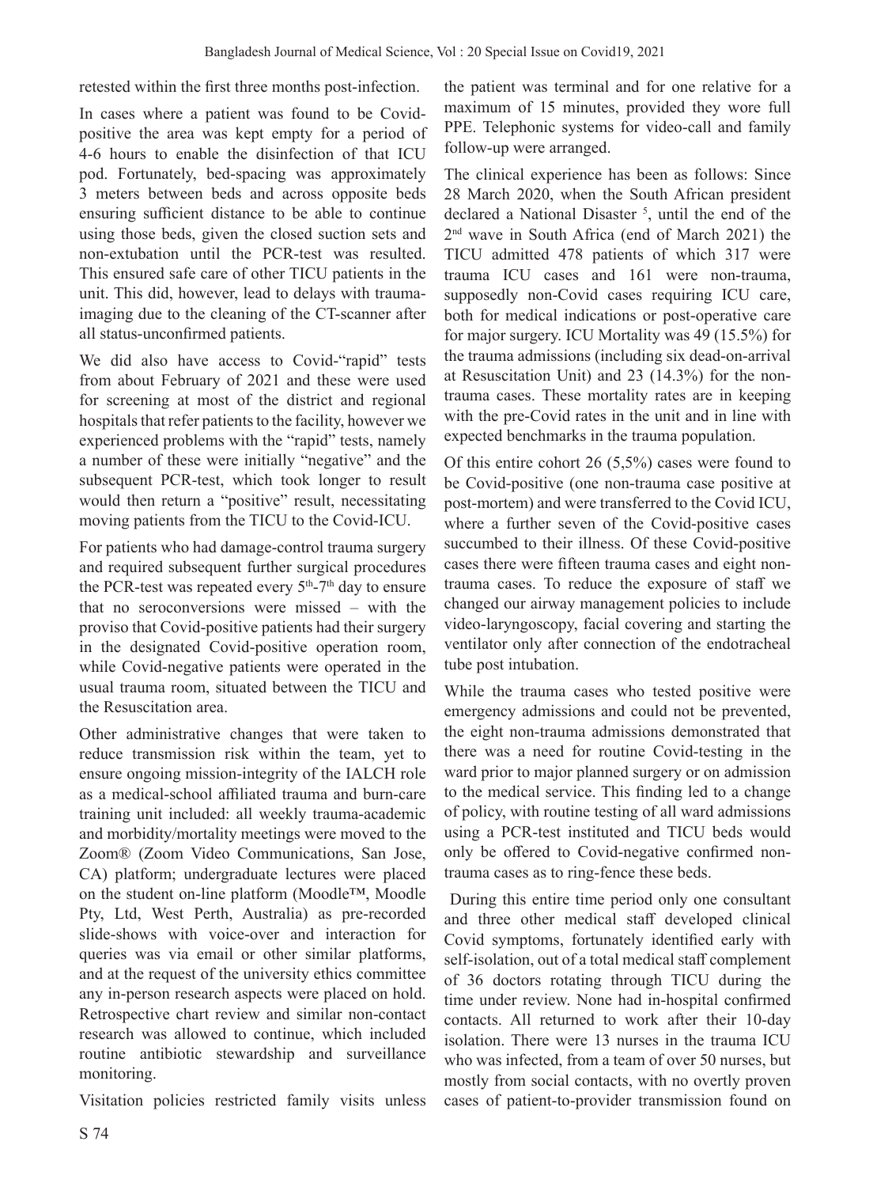retested within the first three months post-infection.

In cases where a patient was found to be Covid-positive the area was kept empty for a period of 4-6 hours to enable the disinfection of that ICU pod. Fortunately, bed-spacing was approximately 3 meters between beds and across opposite beds ensuring sufficient distance to be able to continue using those beds, given the closed suction sets and non-extubation until the PCR-test was resulted. This ensured safe care of other TICU patients in the unit. This did, however, lead to delays with trauma-imaging due to the cleaning of the CT-scanner after all status-unconfirmed patients.

We did also have access to Covid-"rapid" tests from about February of 2021 and these were used for screening at most of the district and regional hospitals that refer patients to the facility, however we experienced problems with the "rapid" tests, namely a number of these were initially "negative" and the subsequent PCR-test, which took longer to result would then return a "positive" result, necessitating moving patients from the TICU to the Covid-ICU.

For patients who had damage-control trauma surgery and required subsequent further surgical procedures the PCR-test was repeated every 5th-7th day to ensure that no seroconversions were missed – with the proviso that Covid-positive patients had their surgery in the designated Covid-positive operation room, while Covid-negative patients were operated in the usual trauma room, situated between the TICU and the Resuscitation area.

Other administrative changes that were taken to reduce transmission risk within the team, yet to ensure ongoing mission-integrity of the IALCH role as a medical-school affiliated trauma and burn-care training unit included: all weekly trauma-academic and morbidity/mortality meetings were moved to the Zoom® (Zoom Video Communications, San Jose, CA) platform; undergraduate lectures were placed on the student on-line platform (Moodle™, Moodle Pty, Ltd, West Perth, Australia) as pre-recorded slide-shows with voice-over and interaction for queries was via email or other similar platforms, and at the request of the university ethics committee any in-person research aspects were placed on hold. Retrospective chart review and similar non-contact research was allowed to continue, which included routine antibiotic stewardship and surveillance monitoring.

Visitation policies restricted family visits unless the patient was terminal and for one relative for a maximum of 15 minutes, provided they wore full PPE. Telephonic systems for video-call and family follow-up were arranged.

The clinical experience has been as follows: Since 28 March 2020, when the South African president declared a National Disaster [5], until the end of the 2nd wave in South Africa (end of March 2021) the TICU admitted 478 patients of which 317 were trauma ICU cases and 161 were non-trauma, supposedly non-Covid cases requiring ICU care, both for medical indications or post-operative care for major surgery. ICU Mortality was 49 (15.5%) for the trauma admissions (including six dead-on-arrival at Resuscitation Unit) and 23 (14.3%) for the non-trauma cases. These mortality rates are in keeping with the pre-Covid rates in the unit and in line with expected benchmarks in the trauma population.

Of this entire cohort 26 (5,5%) cases were found to be Covid-positive (one non-trauma case positive at post-mortem) and were transferred to the Covid ICU, where a further seven of the Covid-positive cases succumbed to their illness. Of these Covid-positive cases there were fifteen trauma cases and eight non-trauma cases. To reduce the exposure of staff we changed our airway management policies to include video-laryngoscopy, facial covering and starting the ventilator only after connection of the endotracheal tube post intubation.

While the trauma cases who tested positive were emergency admissions and could not be prevented, the eight non-trauma admissions demonstrated that there was a need for routine Covid-testing in the ward prior to major planned surgery or on admission to the medical service. This finding led to a change of policy, with routine testing of all ward admissions using a PCR-test instituted and TICU beds would only be offered to Covid-negative confirmed non-trauma cases as to ring-fence these beds.

During this entire time period only one consultant and three other medical staff developed clinical Covid symptoms, fortunately identified early with self-isolation, out of a total medical staff complement of 36 doctors rotating through TICU during the time under review. None had in-hospital confirmed contacts. All returned to work after their 10-day isolation. There were 13 nurses in the trauma ICU who was infected, from a team of over 50 nurses, but mostly from social contacts, with no overtly proven cases of patient-to-provider transmission found on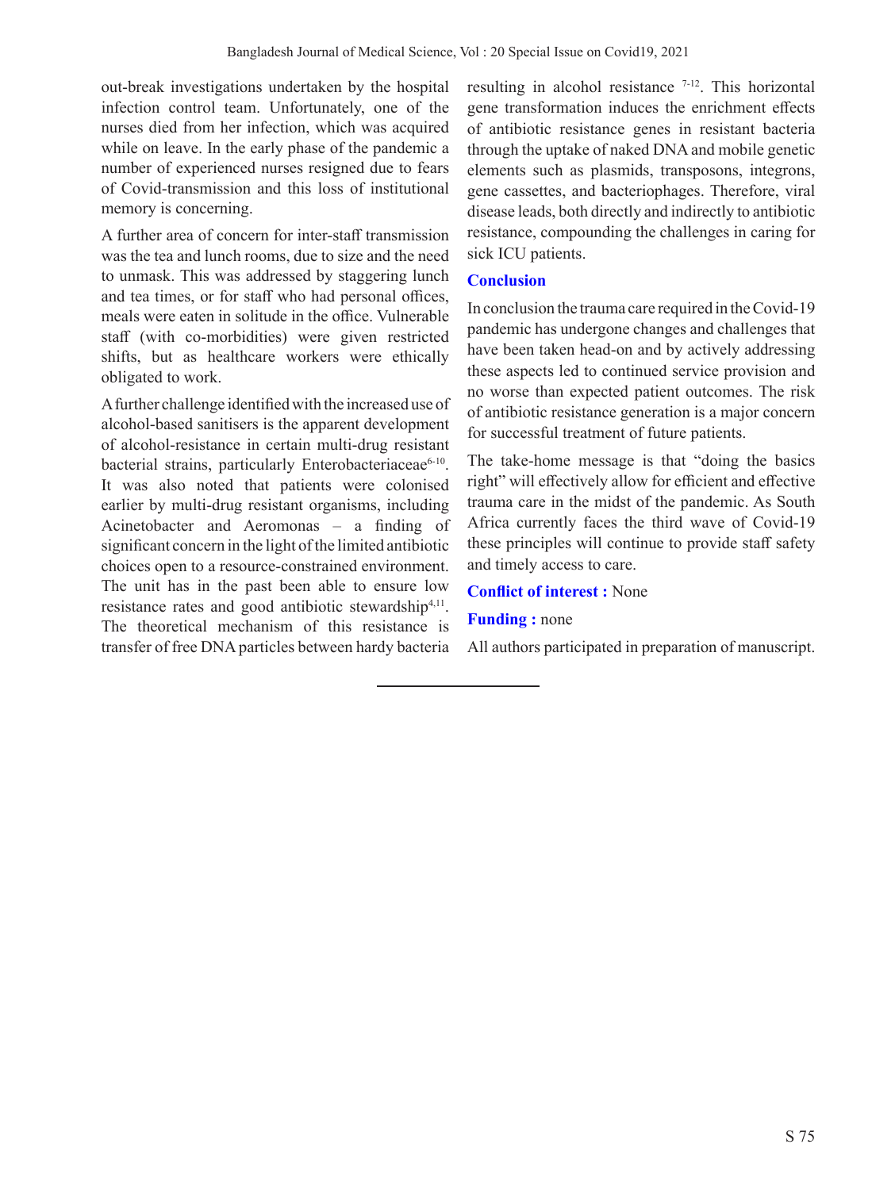out-break investigations undertaken by the hospital infection control team. Unfortunately, one of the nurses died from her infection, which was acquired while on leave. In the early phase of the pandemic a number of experienced nurses resigned due to fears of Covid-transmission and this loss of institutional memory is concerning.

A further area of concern for inter-staff transmission was the tea and lunch rooms, due to size and the need to unmask. This was addressed by staggering lunch and tea times, or for staff who had personal offices, meals were eaten in solitude in the office. Vulnerable staff (with co-morbidities) were given restricted shifts, but as healthcare workers were ethically obligated to work.

A further challenge identified with the increased use of alcohol-based sanitisers is the apparent development of alcohol-resistance in certain multi-drug resistant bacterial strains, particularly Enterobacteriaceae[6-10]. It was also noted that patients were colonised earlier by multi-drug resistant organisms, including Acinetobacter and Aeromonas – a finding of significant concern in the light of the limited antibiotic choices open to a resource-constrained environment. The unit has in the past been able to ensure low resistance rates and good antibiotic stewardship[4,11]. The theoretical mechanism of this resistance is transfer of free DNA particles between hardy bacteria resulting in alcohol resistance [7-12]. This horizontal gene transformation induces the enrichment effects of antibiotic resistance genes in resistant bacteria through the uptake of naked DNA and mobile genetic elements such as plasmids, transposons, integrons, gene cassettes, and bacteriophages. Therefore, viral disease leads, both directly and indirectly to antibiotic resistance, compounding the challenges in caring for sick ICU patients.

## Conclusion

In conclusion the trauma care required in the Covid-19 pandemic has undergone changes and challenges that have been taken head-on and by actively addressing these aspects led to continued service provision and no worse than expected patient outcomes. The risk of antibiotic resistance generation is a major concern for successful treatment of future patients.

The take-home message is that "doing the basics right" will effectively allow for efficient and effective trauma care in the midst of the pandemic. As South Africa currently faces the third wave of Covid-19 these principles will continue to provide staff safety and timely access to care.

**Conflict of interest :** None

**Funding :** none

All authors participated in preparation of manuscript.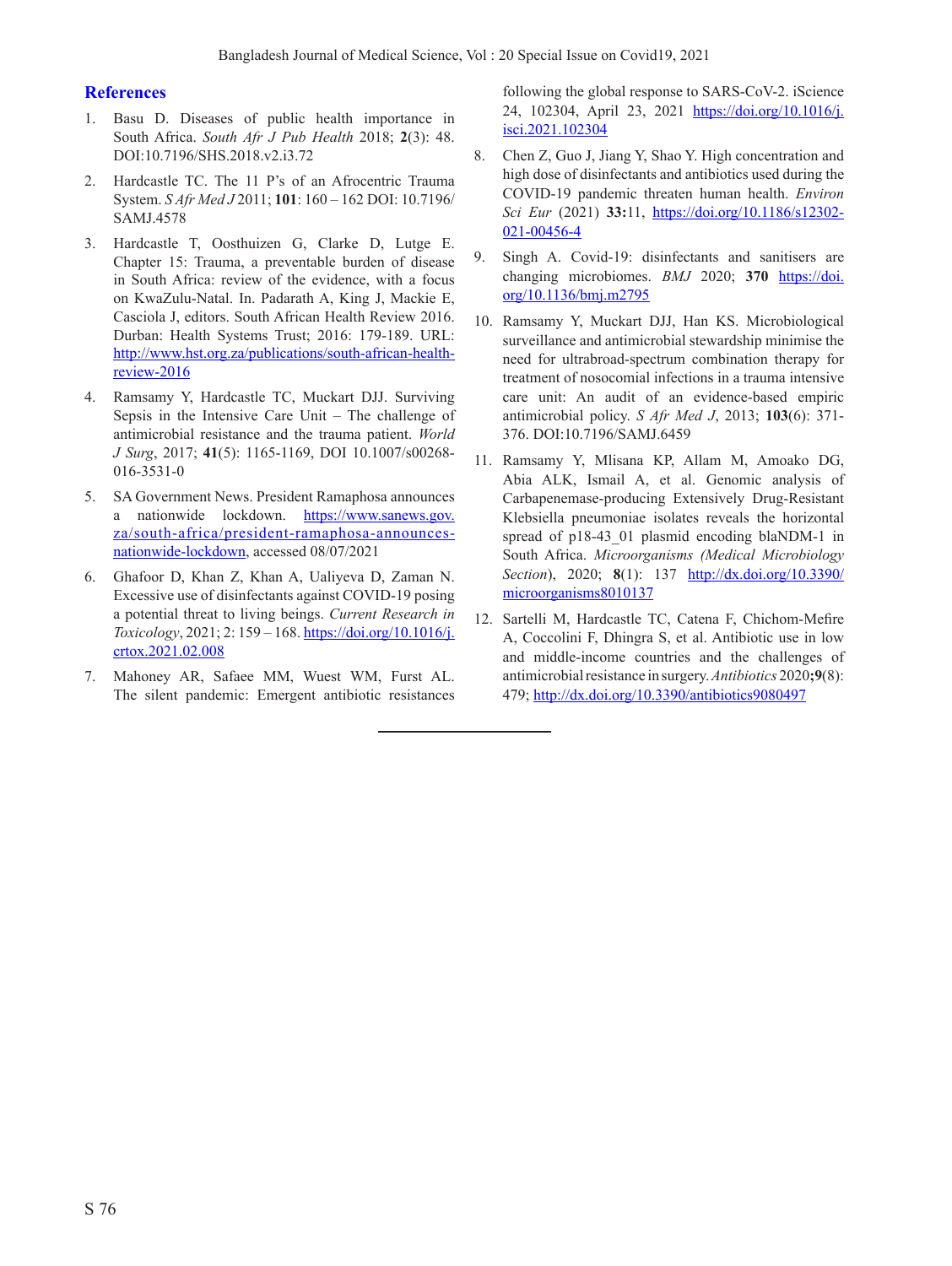## References

1. Basu D. Diseases of public health importance in South Africa. *South Afr J Pub Health* 2018; **2**(3): 48. DOI:10.7196/SHS.2018.v2.i3.72
2. Hardcastle TC. The 11 P's of an Afrocentric Trauma System. *S Afr Med J* 2011; **101**: 160 – 162 DOI: 10.7196/SAMJ.4578
3. Hardcastle T, Oosthuizen G, Clarke D, Lutge E. Chapter 15: Trauma, a preventable burden of disease in South Africa: review of the evidence, with a focus on KwaZulu-Natal. In. Padarath A, King J, Mackie E, Casciola J, editors. South African Health Review 2016. Durban: Health Systems Trust; 2016: 179-189. URL: http://www.hst.org.za/publications/south-african-health-review-2016
4. Ramsamy Y, Hardcastle TC, Muckart DJJ. Surviving Sepsis in the Intensive Care Unit – The challenge of antimicrobial resistance and the trauma patient. *World J Surg*, 2017; **41**(5): 1165-1169, DOI 10.1007/s00268-016-3531-0
5. SA Government News. President Ramaphosa announces a nationwide lockdown. https://www.sanews.gov.za/south-africa/president-ramaphosa-announces-nationwide-lockdown, accessed 08/07/2021
6. Ghafoor D, Khan Z, Khan A, Ualiyeva D, Zaman N. Excessive use of disinfectants against COVID-19 posing a potential threat to living beings. *Current Research in Toxicology*, 2021; 2: 159 – 168. https://doi.org/10.1016/j.crtox.2021.02.008
7. Mahoney AR, Safaee MM, Wuest WM, Furst AL. The silent pandemic: Emergent antibiotic resistances following the global response to SARS-CoV-2. iScience 24, 102304, April 23, 2021 https://doi.org/10.1016/j.isci.2021.102304
8. Chen Z, Guo J, Jiang Y, Shao Y. High concentration and high dose of disinfectants and antibiotics used during the COVID-19 pandemic threaten human health. *Environ Sci Eur* (2021) **33:**11, https://doi.org/10.1186/s12302-021-00456-4
9. Singh A. Covid-19: disinfectants and sanitisers are changing microbiomes. *BMJ* 2020; **370** https://doi.org/10.1136/bmj.m2795
10. Ramsamy Y, Muckart DJJ, Han KS. Microbiological surveillance and antimicrobial stewardship minimise the need for ultrabroad-spectrum combination therapy for treatment of nosocomial infections in a trauma intensive care unit: An audit of an evidence-based empiric antimicrobial policy. *S Afr Med J*, 2013; **103**(6): 371-376. DOI:10.7196/SAMJ.6459
11. Ramsamy Y, Mlisana KP, Allam M, Amoako DG, Abia ALK, Ismail A, et al. Genomic analysis of Carbapenemase-producing Extensively Drug-Resistant Klebsiella pneumoniae isolates reveals the horizontal spread of p18-43_01 plasmid encoding blaNDM-1 in South Africa. *Microorganisms (Medical Microbiology Section*), 2020; **8**(1): 137 http://dx.doi.org/10.3390/microorganisms8010137
12. Sartelli M, Hardcastle TC, Catena F, Chichom-Mefire A, Coccolini F, Dhingra S, et al. Antibiotic use in low and middle-income countries and the challenges of antimicrobial resistance in surgery. *Antibiotics* 2020**;9**(8): 479; http://dx.doi.org/10.3390/antibiotics9080497